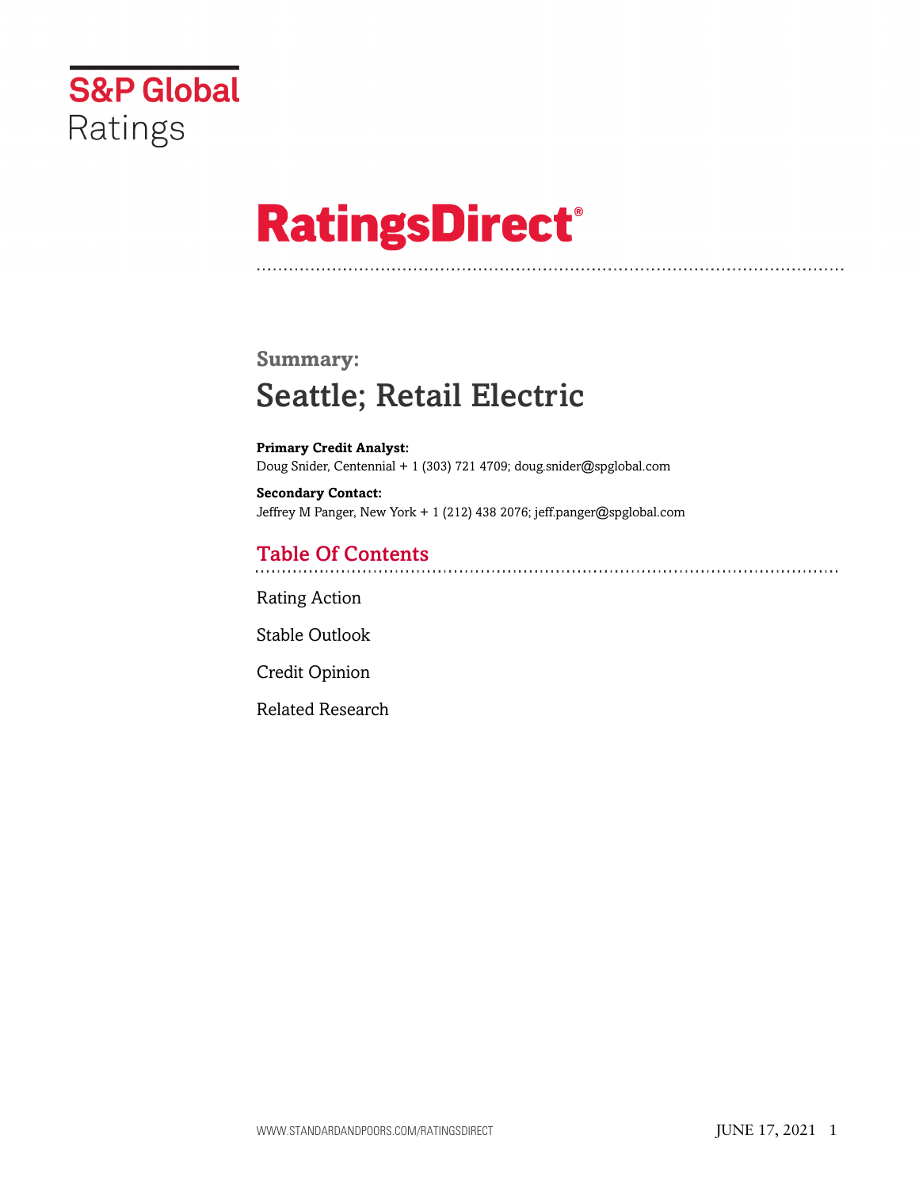S&P Global Ratings

# RatingsDirect®

## Summary:

# Seattle; Retail Electric

**Primary Credit Analyst:**
Doug Snider, Centennial + 1 (303) 721 4709; doug.snider@spglobal.com

**Secondary Contact:**
Jeffrey M Panger, New York + 1 (212) 438 2076; jeff.panger@spglobal.com

## Table Of Contents

Rating Action

Stable Outlook

Credit Opinion

Related Research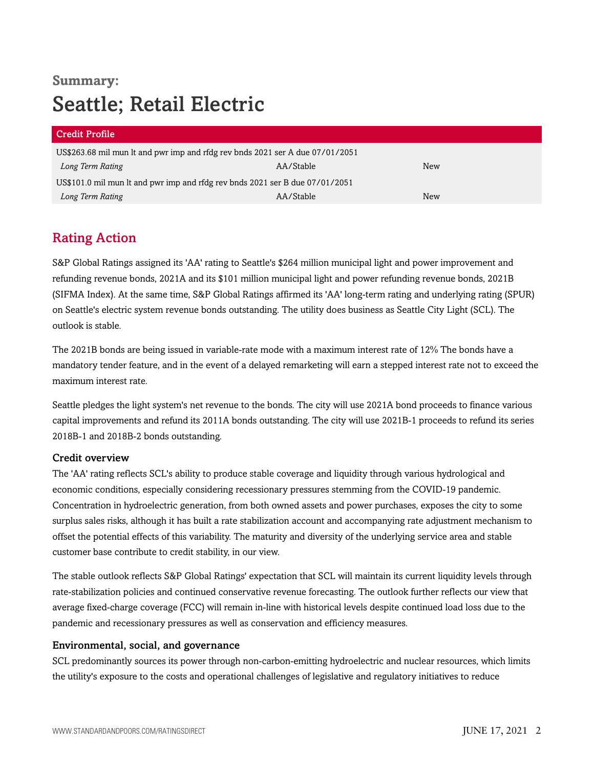## Summary:

# Seattle; Retail Electric

| Credit Profile | | |
|---|---|---|
| US$263.68 mil mun lt and pwr imp and rfdg rev bnds 2021 ser A due 07/01/2051 | | |
| *Long Term Rating* | AA/Stable | New |
| US$101.0 mil mun lt and pwr imp and rfdg rev bnds 2021 ser B due 07/01/2051 | | |
| *Long Term Rating* | AA/Stable | New |

## Rating Action

S&P Global Ratings assigned its 'AA' rating to Seattle's $264 million municipal light and power improvement and refunding revenue bonds, 2021A and its $101 million municipal light and power refunding revenue bonds, 2021B (SIFMA Index). At the same time, S&P Global Ratings affirmed its 'AA' long-term rating and underlying rating (SPUR) on Seattle's electric system revenue bonds outstanding. The utility does business as Seattle City Light (SCL). The outlook is stable.

The 2021B bonds are being issued in variable-rate mode with a maximum interest rate of 12% The bonds have a mandatory tender feature, and in the event of a delayed remarketing will earn a stepped interest rate not to exceed the maximum interest rate.

Seattle pledges the light system's net revenue to the bonds. The city will use 2021A bond proceeds to finance various capital improvements and refund its 2011A bonds outstanding. The city will use 2021B-1 proceeds to refund its series 2018B-1 and 2018B-2 bonds outstanding.

### Credit overview

The 'AA' rating reflects SCL's ability to produce stable coverage and liquidity through various hydrological and economic conditions, especially considering recessionary pressures stemming from the COVID-19 pandemic. Concentration in hydroelectric generation, from both owned assets and power purchases, exposes the city to some surplus sales risks, although it has built a rate stabilization account and accompanying rate adjustment mechanism to offset the potential effects of this variability. The maturity and diversity of the underlying service area and stable customer base contribute to credit stability, in our view.

The stable outlook reflects S&P Global Ratings' expectation that SCL will maintain its current liquidity levels through rate-stabilization policies and continued conservative revenue forecasting. The outlook further reflects our view that average fixed-charge coverage (FCC) will remain in-line with historical levels despite continued load loss due to the pandemic and recessionary pressures as well as conservation and efficiency measures.

### Environmental, social, and governance

SCL predominantly sources its power through non-carbon-emitting hydroelectric and nuclear resources, which limits the utility's exposure to the costs and operational challenges of legislative and regulatory initiatives to reduce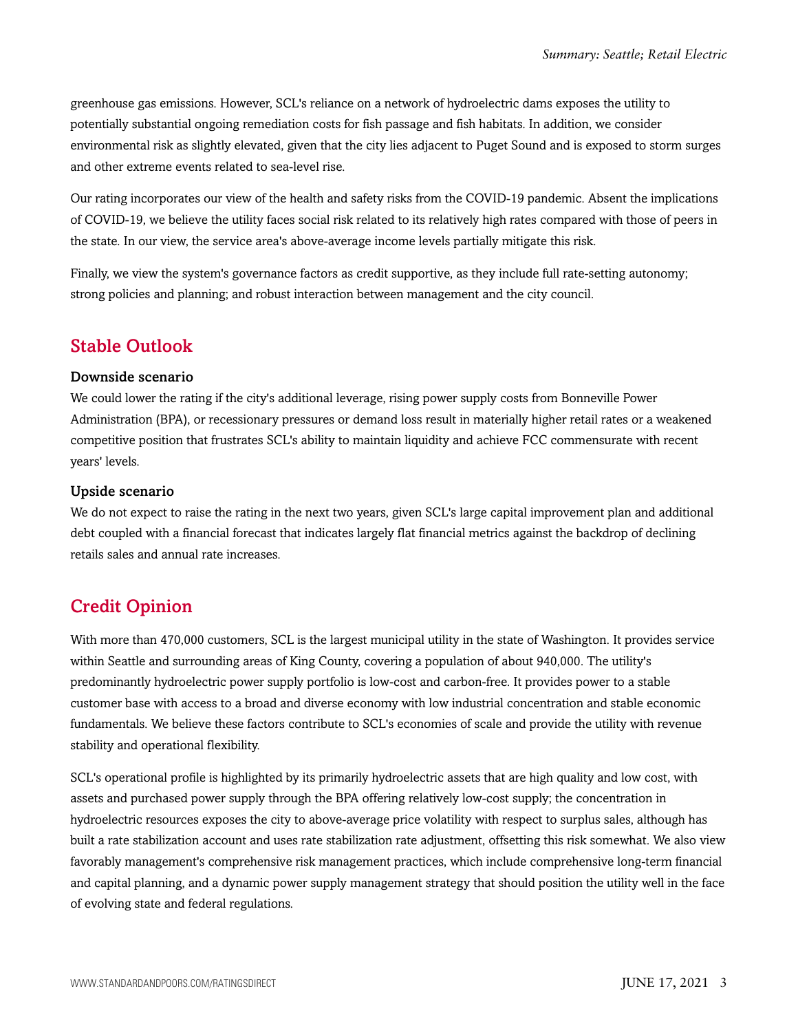greenhouse gas emissions. However, SCL's reliance on a network of hydroelectric dams exposes the utility to potentially substantial ongoing remediation costs for fish passage and fish habitats. In addition, we consider environmental risk as slightly elevated, given that the city lies adjacent to Puget Sound and is exposed to storm surges and other extreme events related to sea-level rise.

Our rating incorporates our view of the health and safety risks from the COVID-19 pandemic. Absent the implications of COVID-19, we believe the utility faces social risk related to its relatively high rates compared with those of peers in the state. In our view, the service area's above-average income levels partially mitigate this risk.

Finally, we view the system's governance factors as credit supportive, as they include full rate-setting autonomy; strong policies and planning; and robust interaction between management and the city council.

## Stable Outlook

### Downside scenario

We could lower the rating if the city's additional leverage, rising power supply costs from Bonneville Power Administration (BPA), or recessionary pressures or demand loss result in materially higher retail rates or a weakened competitive position that frustrates SCL's ability to maintain liquidity and achieve FCC commensurate with recent years' levels.

### Upside scenario

We do not expect to raise the rating in the next two years, given SCL's large capital improvement plan and additional debt coupled with a financial forecast that indicates largely flat financial metrics against the backdrop of declining retails sales and annual rate increases.

## Credit Opinion

With more than 470,000 customers, SCL is the largest municipal utility in the state of Washington. It provides service within Seattle and surrounding areas of King County, covering a population of about 940,000. The utility's predominantly hydroelectric power supply portfolio is low-cost and carbon-free. It provides power to a stable customer base with access to a broad and diverse economy with low industrial concentration and stable economic fundamentals. We believe these factors contribute to SCL's economies of scale and provide the utility with revenue stability and operational flexibility.

SCL's operational profile is highlighted by its primarily hydroelectric assets that are high quality and low cost, with assets and purchased power supply through the BPA offering relatively low-cost supply; the concentration in hydroelectric resources exposes the city to above-average price volatility with respect to surplus sales, although has built a rate stabilization account and uses rate stabilization rate adjustment, offsetting this risk somewhat. We also view favorably management's comprehensive risk management practices, which include comprehensive long-term financial and capital planning, and a dynamic power supply management strategy that should position the utility well in the face of evolving state and federal regulations.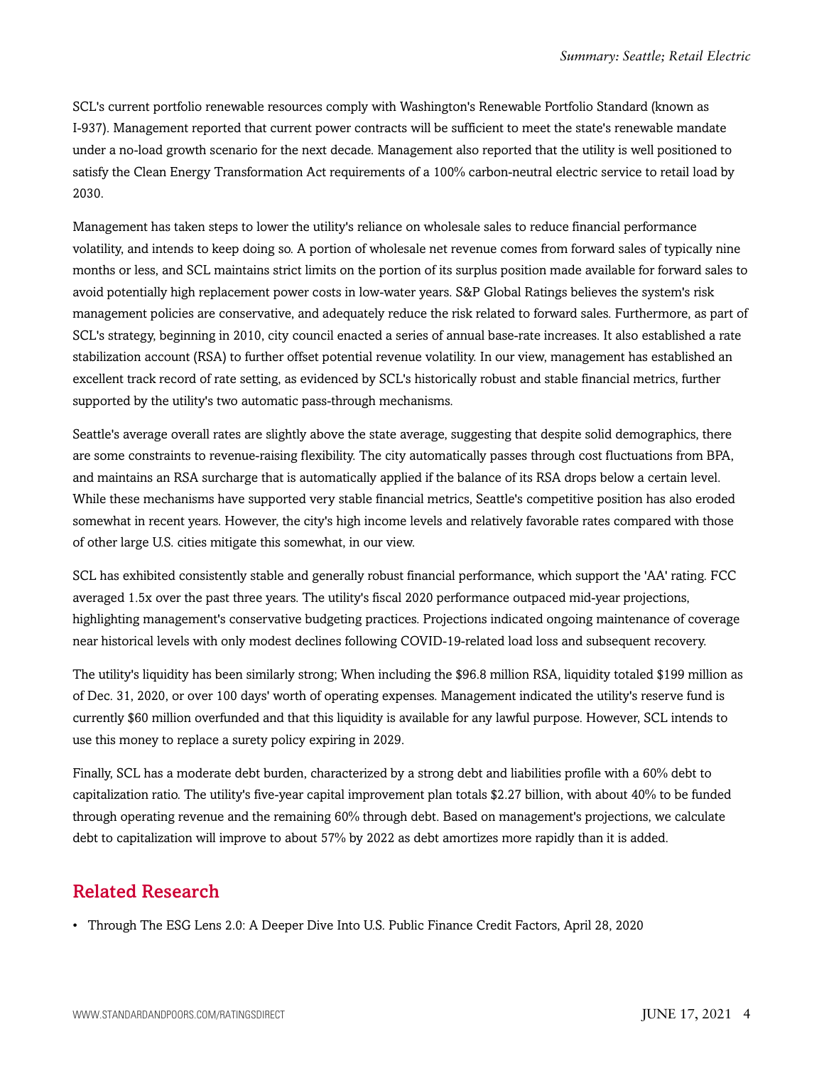SCL's current portfolio renewable resources comply with Washington's Renewable Portfolio Standard (known as I-937). Management reported that current power contracts will be sufficient to meet the state's renewable mandate under a no-load growth scenario for the next decade. Management also reported that the utility is well positioned to satisfy the Clean Energy Transformation Act requirements of a 100% carbon-neutral electric service to retail load by 2030.

Management has taken steps to lower the utility's reliance on wholesale sales to reduce financial performance volatility, and intends to keep doing so. A portion of wholesale net revenue comes from forward sales of typically nine months or less, and SCL maintains strict limits on the portion of its surplus position made available for forward sales to avoid potentially high replacement power costs in low-water years. S&P Global Ratings believes the system's risk management policies are conservative, and adequately reduce the risk related to forward sales. Furthermore, as part of SCL's strategy, beginning in 2010, city council enacted a series of annual base-rate increases. It also established a rate stabilization account (RSA) to further offset potential revenue volatility. In our view, management has established an excellent track record of rate setting, as evidenced by SCL's historically robust and stable financial metrics, further supported by the utility's two automatic pass-through mechanisms.

Seattle's average overall rates are slightly above the state average, suggesting that despite solid demographics, there are some constraints to revenue-raising flexibility. The city automatically passes through cost fluctuations from BPA, and maintains an RSA surcharge that is automatically applied if the balance of its RSA drops below a certain level. While these mechanisms have supported very stable financial metrics, Seattle's competitive position has also eroded somewhat in recent years. However, the city's high income levels and relatively favorable rates compared with those of other large U.S. cities mitigate this somewhat, in our view.

SCL has exhibited consistently stable and generally robust financial performance, which support the 'AA' rating. FCC averaged 1.5x over the past three years. The utility's fiscal 2020 performance outpaced mid-year projections, highlighting management's conservative budgeting practices. Projections indicated ongoing maintenance of coverage near historical levels with only modest declines following COVID-19-related load loss and subsequent recovery.

The utility's liquidity has been similarly strong; When including the $96.8 million RSA, liquidity totaled $199 million as of Dec. 31, 2020, or over 100 days' worth of operating expenses. Management indicated the utility's reserve fund is currently $60 million overfunded and that this liquidity is available for any lawful purpose. However, SCL intends to use this money to replace a surety policy expiring in 2029.

Finally, SCL has a moderate debt burden, characterized by a strong debt and liabilities profile with a 60% debt to capitalization ratio. The utility's five-year capital improvement plan totals $2.27 billion, with about 40% to be funded through operating revenue and the remaining 60% through debt. Based on management's projections, we calculate debt to capitalization will improve to about 57% by 2022 as debt amortizes more rapidly than it is added.

## Related Research

- Through The ESG Lens 2.0: A Deeper Dive Into U.S. Public Finance Credit Factors, April 28, 2020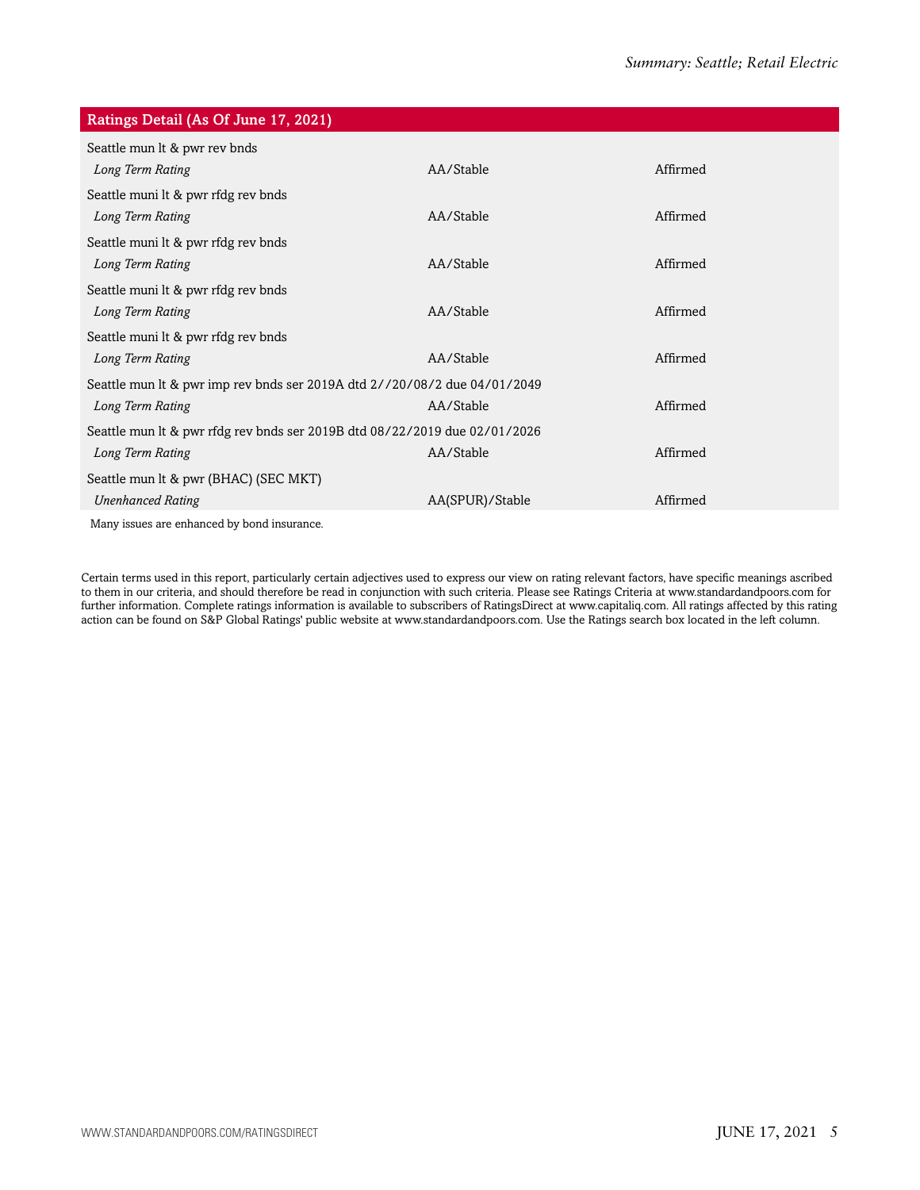| Ratings Detail (As Of June 17, 2021) | | |
|---|---|---|
| Seattle mun lt & pwr rev bnds | | |
| *Long Term Rating* | AA/Stable | Affirmed |
| Seattle muni lt & pwr rfdg rev bnds | | |
| *Long Term Rating* | AA/Stable | Affirmed |
| Seattle muni lt & pwr rfdg rev bnds | | |
| *Long Term Rating* | AA/Stable | Affirmed |
| Seattle muni lt & pwr rfdg rev bnds | | |
| *Long Term Rating* | AA/Stable | Affirmed |
| Seattle muni lt & pwr rfdg rev bnds | | |
| *Long Term Rating* | AA/Stable | Affirmed |
| Seattle mun lt & pwr imp rev bnds ser 2019A dtd 2//20/08/2 due 04/01/2049 | | |
| *Long Term Rating* | AA/Stable | Affirmed |
| Seattle mun lt & pwr rfdg rev bnds ser 2019B dtd 08/22/2019 due 02/01/2026 | | |
| *Long Term Rating* | AA/Stable | Affirmed |
| Seattle mun lt & pwr (BHAC) (SEC MKT) | | |
| *Unenhanced Rating* | AA(SPUR)/Stable | Affirmed |

Many issues are enhanced by bond insurance.

Certain terms used in this report, particularly certain adjectives used to express our view on rating relevant factors, have specific meanings ascribed to them in our criteria, and should therefore be read in conjunction with such criteria. Please see Ratings Criteria at www.standardandpoors.com for further information. Complete ratings information is available to subscribers of RatingsDirect at www.capitaliq.com. All ratings affected by this rating action can be found on S&P Global Ratings' public website at www.standardandpoors.com. Use the Ratings search box located in the left column.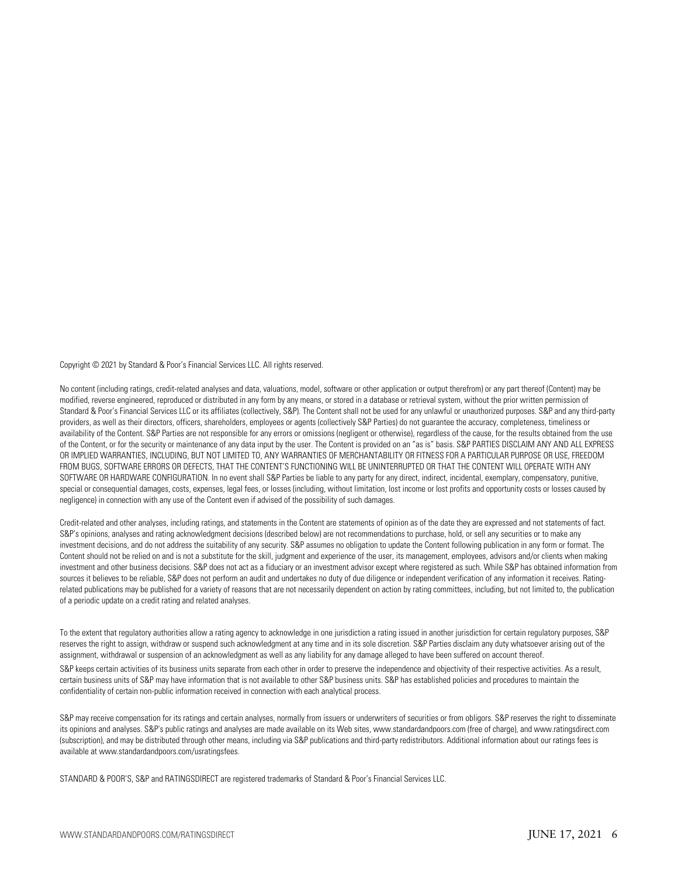Copyright © 2021 by Standard & Poor's Financial Services LLC. All rights reserved.

No content (including ratings, credit-related analyses and data, valuations, model, software or other application or output therefrom) or any part thereof (Content) may be modified, reverse engineered, reproduced or distributed in any form by any means, or stored in a database or retrieval system, without the prior written permission of Standard & Poor's Financial Services LLC or its affiliates (collectively, S&P). The Content shall not be used for any unlawful or unauthorized purposes. S&P and any third-party providers, as well as their directors, officers, shareholders, employees or agents (collectively S&P Parties) do not guarantee the accuracy, completeness, timeliness or availability of the Content. S&P Parties are not responsible for any errors or omissions (negligent or otherwise), regardless of the cause, for the results obtained from the use of the Content, or for the security or maintenance of any data input by the user. The Content is provided on an "as is" basis. S&P PARTIES DISCLAIM ANY AND ALL EXPRESS OR IMPLIED WARRANTIES, INCLUDING, BUT NOT LIMITED TO, ANY WARRANTIES OF MERCHANTABILITY OR FITNESS FOR A PARTICULAR PURPOSE OR USE, FREEDOM FROM BUGS, SOFTWARE ERRORS OR DEFECTS, THAT THE CONTENT'S FUNCTIONING WILL BE UNINTERRUPTED OR THAT THE CONTENT WILL OPERATE WITH ANY SOFTWARE OR HARDWARE CONFIGURATION. In no event shall S&P Parties be liable to any party for any direct, indirect, incidental, exemplary, compensatory, punitive, special or consequential damages, costs, expenses, legal fees, or losses (including, without limitation, lost income or lost profits and opportunity costs or losses caused by negligence) in connection with any use of the Content even if advised of the possibility of such damages.

Credit-related and other analyses, including ratings, and statements in the Content are statements of opinion as of the date they are expressed and not statements of fact. S&P's opinions, analyses and rating acknowledgment decisions (described below) are not recommendations to purchase, hold, or sell any securities or to make any investment decisions, and do not address the suitability of any security. S&P assumes no obligation to update the Content following publication in any form or format. The Content should not be relied on and is not a substitute for the skill, judgment and experience of the user, its management, employees, advisors and/or clients when making investment and other business decisions. S&P does not act as a fiduciary or an investment advisor except where registered as such. While S&P has obtained information from sources it believes to be reliable, S&P does not perform an audit and undertakes no duty of due diligence or independent verification of any information it receives. Rating-related publications may be published for a variety of reasons that are not necessarily dependent on action by rating committees, including, but not limited to, the publication of a periodic update on a credit rating and related analyses.

To the extent that regulatory authorities allow a rating agency to acknowledge in one jurisdiction a rating issued in another jurisdiction for certain regulatory purposes, S&P reserves the right to assign, withdraw or suspend such acknowledgment at any time and in its sole discretion. S&P Parties disclaim any duty whatsoever arising out of the assignment, withdrawal or suspension of an acknowledgment as well as any liability for any damage alleged to have been suffered on account thereof.

S&P keeps certain activities of its business units separate from each other in order to preserve the independence and objectivity of their respective activities. As a result, certain business units of S&P may have information that is not available to other S&P business units. S&P has established policies and procedures to maintain the confidentiality of certain non-public information received in connection with each analytical process.

S&P may receive compensation for its ratings and certain analyses, normally from issuers or underwriters of securities or from obligors. S&P reserves the right to disseminate its opinions and analyses. S&P's public ratings and analyses are made available on its Web sites, www.standardandpoors.com (free of charge), and www.ratingsdirect.com (subscription), and may be distributed through other means, including via S&P publications and third-party redistributors. Additional information about our ratings fees is available at www.standardandpoors.com/usratingsfees.

STANDARD & POOR'S, S&P and RATINGSDIRECT are registered trademarks of Standard & Poor's Financial Services LLC.